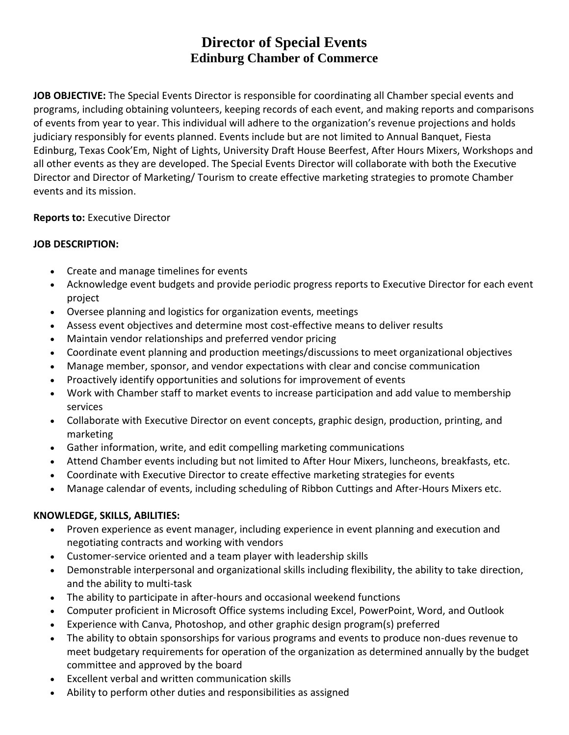# Director of Special Events
## Edinburg Chamber of Commerce

**JOB OBJECTIVE:** The Special Events Director is responsible for coordinating all Chamber special events and programs, including obtaining volunteers, keeping records of each event, and making reports and comparisons of events from year to year. This individual will adhere to the organization's revenue projections and holds judiciary responsibly for events planned. Events include but are not limited to Annual Banquet, Fiesta Edinburg, Texas Cook'Em, Night of Lights, University Draft House Beerfest, After Hours Mixers, Workshops and all other events as they are developed. The Special Events Director will collaborate with both the Executive Director and Director of Marketing/ Tourism to create effective marketing strategies to promote Chamber events and its mission.

**Reports to:** Executive Director

**JOB DESCRIPTION:**

- Create and manage timelines for events
- Acknowledge event budgets and provide periodic progress reports to Executive Director for each event project
- Oversee planning and logistics for organization events, meetings
- Assess event objectives and determine most cost-effective means to deliver results
- Maintain vendor relationships and preferred vendor pricing
- Coordinate event planning and production meetings/discussions to meet organizational objectives
- Manage member, sponsor, and vendor expectations with clear and concise communication
- Proactively identify opportunities and solutions for improvement of events
- Work with Chamber staff to market events to increase participation and add value to membership services
- Collaborate with Executive Director on event concepts, graphic design, production, printing, and marketing
- Gather information, write, and edit compelling marketing communications
- Attend Chamber events including but not limited to After Hour Mixers, luncheons, breakfasts, etc.
- Coordinate with Executive Director to create effective marketing strategies for events
- Manage calendar of events, including scheduling of Ribbon Cuttings and After-Hours Mixers etc.

**KNOWLEDGE, SKILLS, ABILITIES:**

- Proven experience as event manager, including experience in event planning and execution and negotiating contracts and working with vendors
- Customer-service oriented and a team player with leadership skills
- Demonstrable interpersonal and organizational skills including flexibility, the ability to take direction, and the ability to multi-task
- The ability to participate in after-hours and occasional weekend functions
- Computer proficient in Microsoft Office systems including Excel, PowerPoint, Word, and Outlook
- Experience with Canva, Photoshop, and other graphic design program(s) preferred
- The ability to obtain sponsorships for various programs and events to produce non-dues revenue to meet budgetary requirements for operation of the organization as determined annually by the budget committee and approved by the board
- Excellent verbal and written communication skills
- Ability to perform other duties and responsibilities as assigned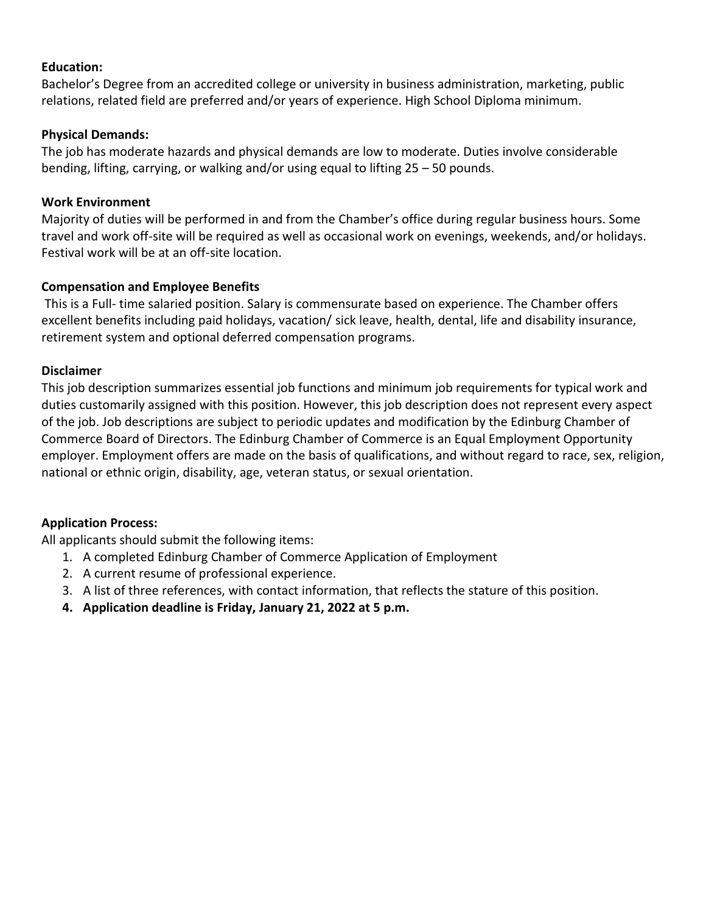**Education:**
Bachelor's Degree from an accredited college or university in business administration, marketing, public relations, related field are preferred and/or years of experience. High School Diploma minimum.

**Physical Demands:**
The job has moderate hazards and physical demands are low to moderate. Duties involve considerable bending, lifting, carrying, or walking and/or using equal to lifting 25 – 50 pounds.

**Work Environment**
Majority of duties will be performed in and from the Chamber's office during regular business hours. Some travel and work off-site will be required as well as occasional work on evenings, weekends, and/or holidays. Festival work will be at an off-site location.

**Compensation and Employee Benefits**
This is a Full- time salaried position. Salary is commensurate based on experience. The Chamber offers excellent benefits including paid holidays, vacation/ sick leave, health, dental, life and disability insurance, retirement system and optional deferred compensation programs.

**Disclaimer**
This job description summarizes essential job functions and minimum job requirements for typical work and duties customarily assigned with this position. However, this job description does not represent every aspect of the job. Job descriptions are subject to periodic updates and modification by the Edinburg Chamber of Commerce Board of Directors. The Edinburg Chamber of Commerce is an Equal Employment Opportunity employer. Employment offers are made on the basis of qualifications, and without regard to race, sex, religion, national or ethnic origin, disability, age, veteran status, or sexual orientation.

**Application Process:**
All applicants should submit the following items:

1. A completed Edinburg Chamber of Commerce Application of Employment
2. A current resume of professional experience.
3. A list of three references, with contact information, that reflects the stature of this position.
4. **Application deadline is Friday, January 21, 2022 at 5 p.m.**